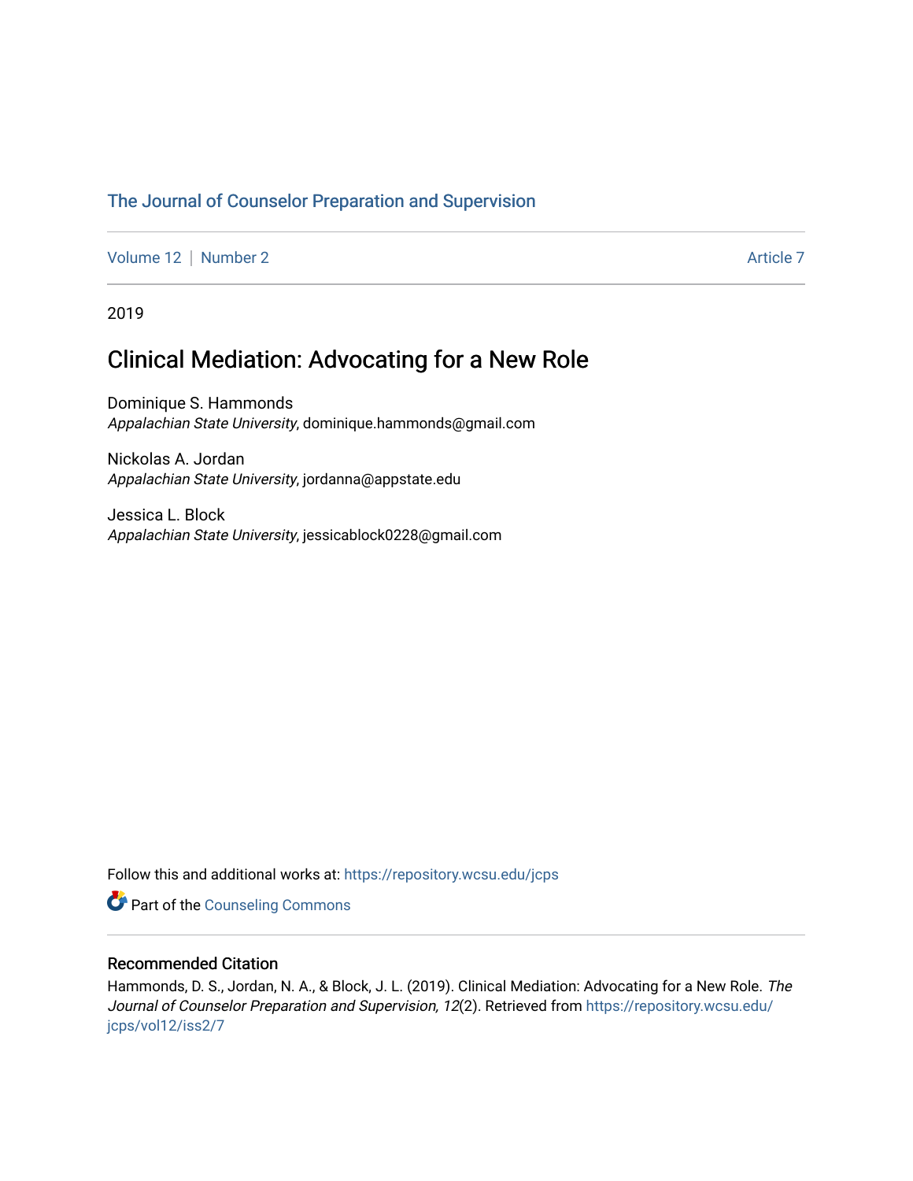The Journal of Counselor Preparation and Supervision

Volume 12 | Number 2 Article 7

2019

# Clinical Mediation: Advocating for a New Role

Dominique S. Hammonds
*Appalachian State University*, dominique.hammonds@gmail.com

Nickolas A. Jordan
*Appalachian State University*, jordanna@appstate.edu

Jessica L. Block
*Appalachian State University*, jessicablock0228@gmail.com

Follow this and additional works at: https://repository.wcsu.edu/jcps

Part of the Counseling Commons

## Recommended Citation

Hammonds, D. S., Jordan, N. A., & Block, J. L. (2019). Clinical Mediation: Advocating for a New Role. *The Journal of Counselor Preparation and Supervision, 12*(2). Retrieved from https://repository.wcsu.edu/jcps/vol12/iss2/7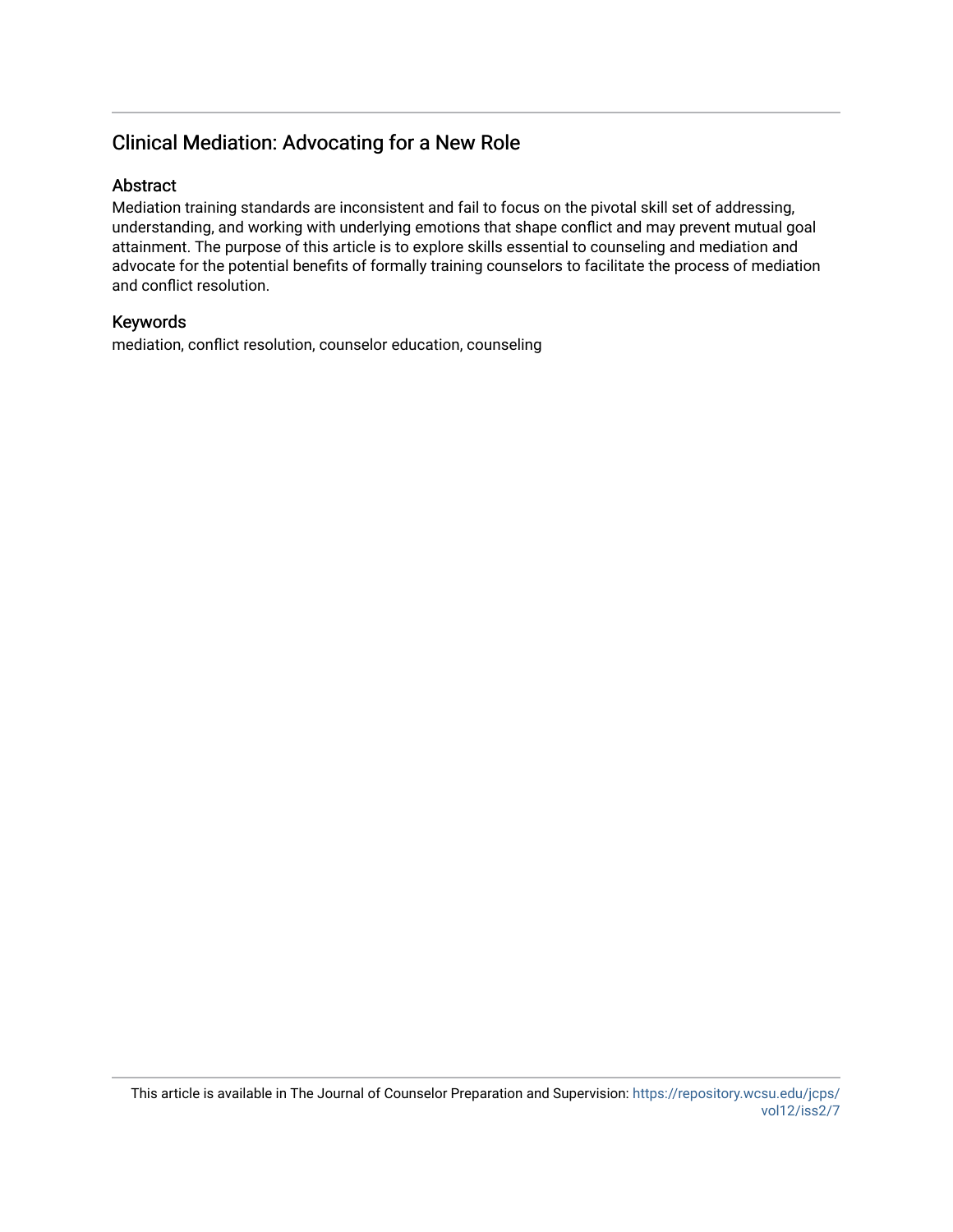## Clinical Mediation: Advocating for a New Role

### Abstract

Mediation training standards are inconsistent and fail to focus on the pivotal skill set of addressing, understanding, and working with underlying emotions that shape conflict and may prevent mutual goal attainment. The purpose of this article is to explore skills essential to counseling and mediation and advocate for the potential benefits of formally training counselors to facilitate the process of mediation and conflict resolution.

### Keywords

mediation, conflict resolution, counselor education, counseling

This article is available in The Journal of Counselor Preparation and Supervision: https://repository.wcsu.edu/jcps/vol12/iss2/7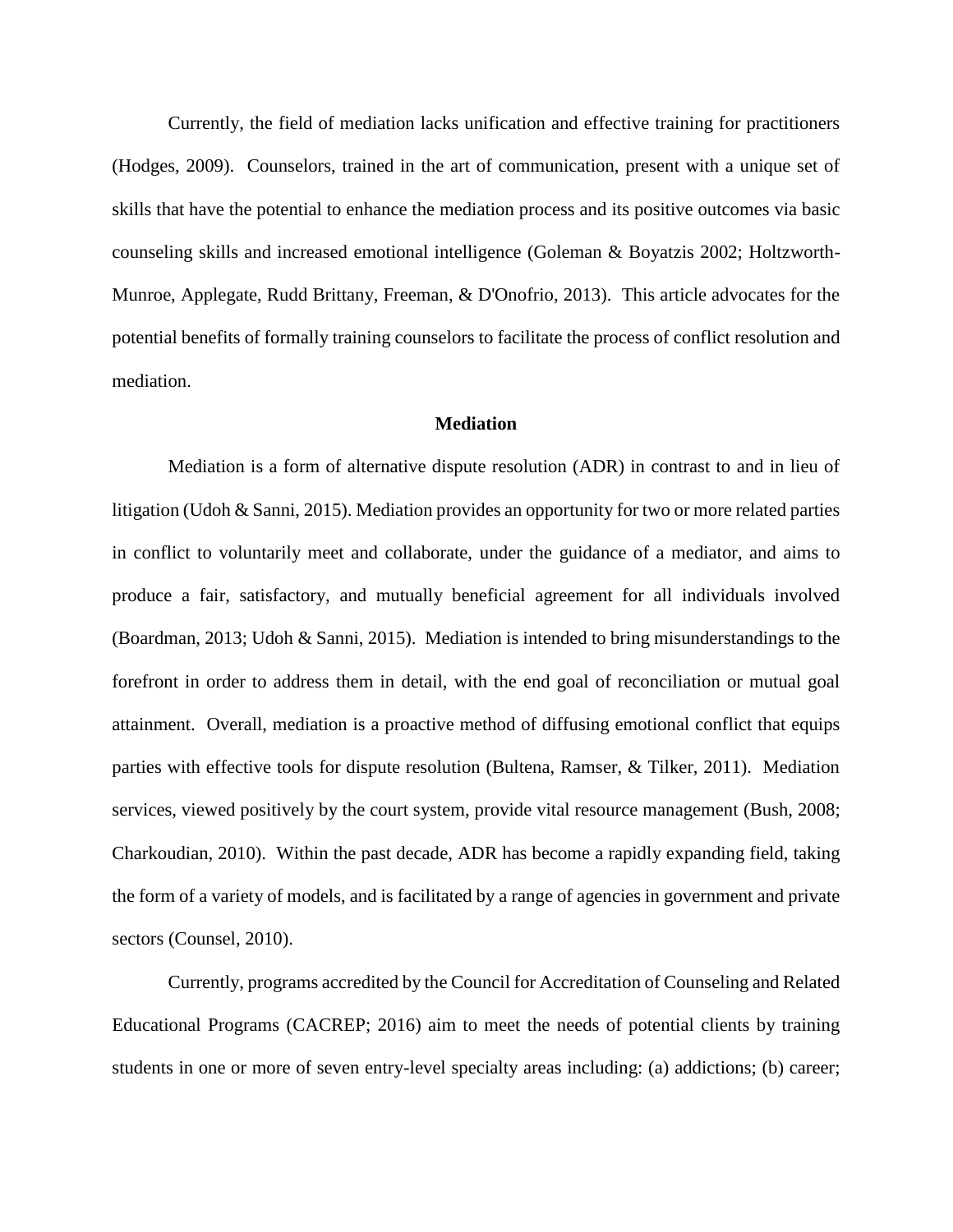Currently, the field of mediation lacks unification and effective training for practitioners (Hodges, 2009). Counselors, trained in the art of communication, present with a unique set of skills that have the potential to enhance the mediation process and its positive outcomes via basic counseling skills and increased emotional intelligence (Goleman & Boyatzis 2002; Holtzworth-Munroe, Applegate, Rudd Brittany, Freeman, & D'Onofrio, 2013). This article advocates for the potential benefits of formally training counselors to facilitate the process of conflict resolution and mediation.

## Mediation

Mediation is a form of alternative dispute resolution (ADR) in contrast to and in lieu of litigation (Udoh & Sanni, 2015). Mediation provides an opportunity for two or more related parties in conflict to voluntarily meet and collaborate, under the guidance of a mediator, and aims to produce a fair, satisfactory, and mutually beneficial agreement for all individuals involved (Boardman, 2013; Udoh & Sanni, 2015). Mediation is intended to bring misunderstandings to the forefront in order to address them in detail, with the end goal of reconciliation or mutual goal attainment. Overall, mediation is a proactive method of diffusing emotional conflict that equips parties with effective tools for dispute resolution (Bultena, Ramser, & Tilker, 2011). Mediation services, viewed positively by the court system, provide vital resource management (Bush, 2008; Charkoudian, 2010). Within the past decade, ADR has become a rapidly expanding field, taking the form of a variety of models, and is facilitated by a range of agencies in government and private sectors (Counsel, 2010).

Currently, programs accredited by the Council for Accreditation of Counseling and Related Educational Programs (CACREP; 2016) aim to meet the needs of potential clients by training students in one or more of seven entry-level specialty areas including: (a) addictions; (b) career;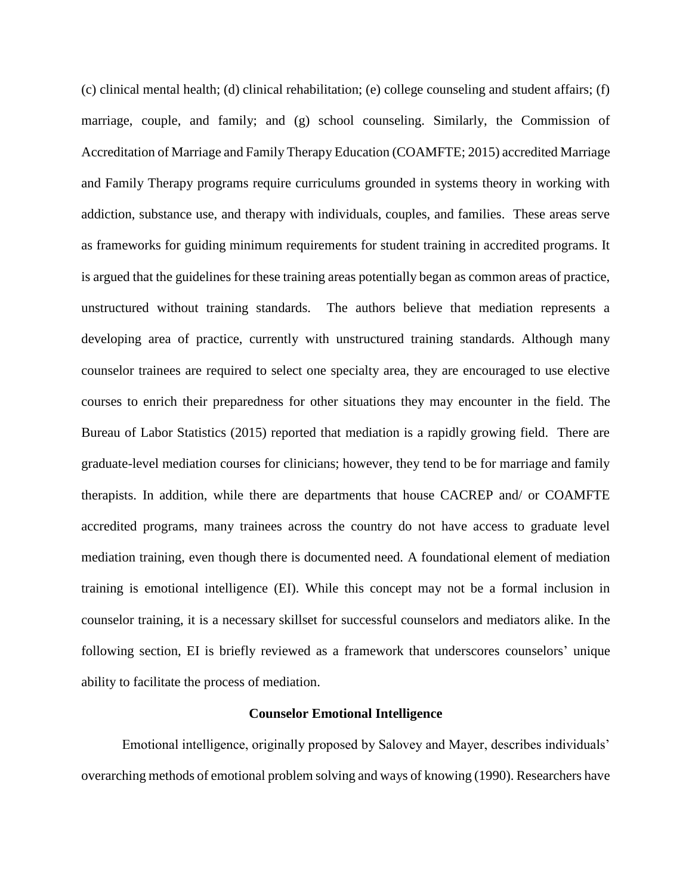(c) clinical mental health; (d) clinical rehabilitation; (e) college counseling and student affairs; (f) marriage, couple, and family; and (g) school counseling. Similarly, the Commission of Accreditation of Marriage and Family Therapy Education (COAMFTE; 2015) accredited Marriage and Family Therapy programs require curriculums grounded in systems theory in working with addiction, substance use, and therapy with individuals, couples, and families. These areas serve as frameworks for guiding minimum requirements for student training in accredited programs. It is argued that the guidelines for these training areas potentially began as common areas of practice, unstructured without training standards. The authors believe that mediation represents a developing area of practice, currently with unstructured training standards. Although many counselor trainees are required to select one specialty area, they are encouraged to use elective courses to enrich their preparedness for other situations they may encounter in the field. The Bureau of Labor Statistics (2015) reported that mediation is a rapidly growing field. There are graduate-level mediation courses for clinicians; however, they tend to be for marriage and family therapists. In addition, while there are departments that house CACREP and/ or COAMFTE accredited programs, many trainees across the country do not have access to graduate level mediation training, even though there is documented need. A foundational element of mediation training is emotional intelligence (EI). While this concept may not be a formal inclusion in counselor training, it is a necessary skillset for successful counselors and mediators alike. In the following section, EI is briefly reviewed as a framework that underscores counselors' unique ability to facilitate the process of mediation.

## Counselor Emotional Intelligence

Emotional intelligence, originally proposed by Salovey and Mayer, describes individuals' overarching methods of emotional problem solving and ways of knowing (1990). Researchers have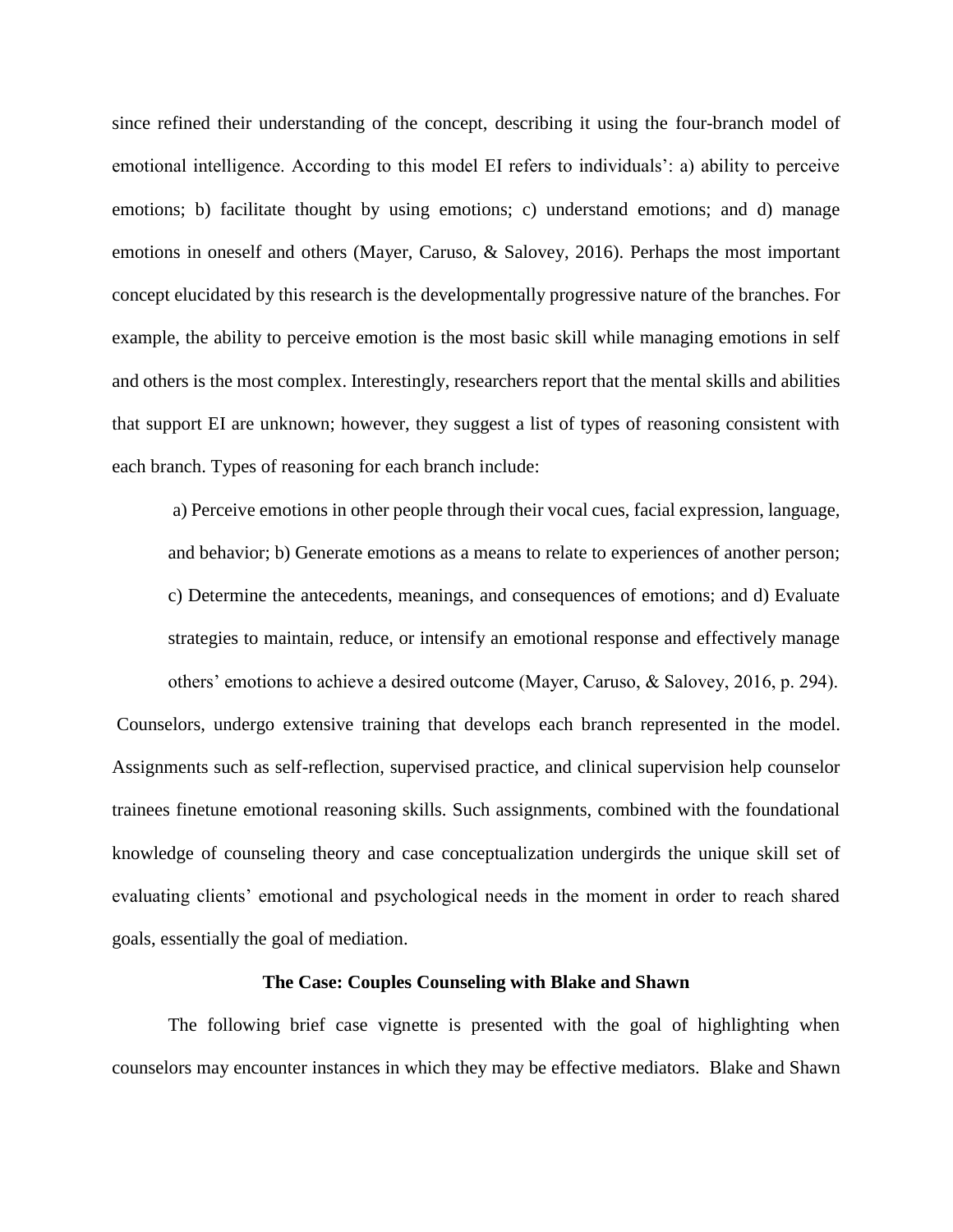since refined their understanding of the concept, describing it using the four-branch model of emotional intelligence. According to this model EI refers to individuals': a) ability to perceive emotions; b) facilitate thought by using emotions; c) understand emotions; and d) manage emotions in oneself and others (Mayer, Caruso, & Salovey, 2016). Perhaps the most important concept elucidated by this research is the developmentally progressive nature of the branches. For example, the ability to perceive emotion is the most basic skill while managing emotions in self and others is the most complex. Interestingly, researchers report that the mental skills and abilities that support EI are unknown; however, they suggest a list of types of reasoning consistent with each branch. Types of reasoning for each branch include:

> a) Perceive emotions in other people through their vocal cues, facial expression, language, and behavior; b) Generate emotions as a means to relate to experiences of another person; c) Determine the antecedents, meanings, and consequences of emotions; and d) Evaluate strategies to maintain, reduce, or intensify an emotional response and effectively manage others' emotions to achieve a desired outcome (Mayer, Caruso, & Salovey, 2016, p. 294).

Counselors, undergo extensive training that develops each branch represented in the model. Assignments such as self-reflection, supervised practice, and clinical supervision help counselor trainees finetune emotional reasoning skills. Such assignments, combined with the foundational knowledge of counseling theory and case conceptualization undergirds the unique skill set of evaluating clients' emotional and psychological needs in the moment in order to reach shared goals, essentially the goal of mediation.

**The Case: Couples Counseling with Blake and Shawn**

The following brief case vignette is presented with the goal of highlighting when counselors may encounter instances in which they may be effective mediators. Blake and Shawn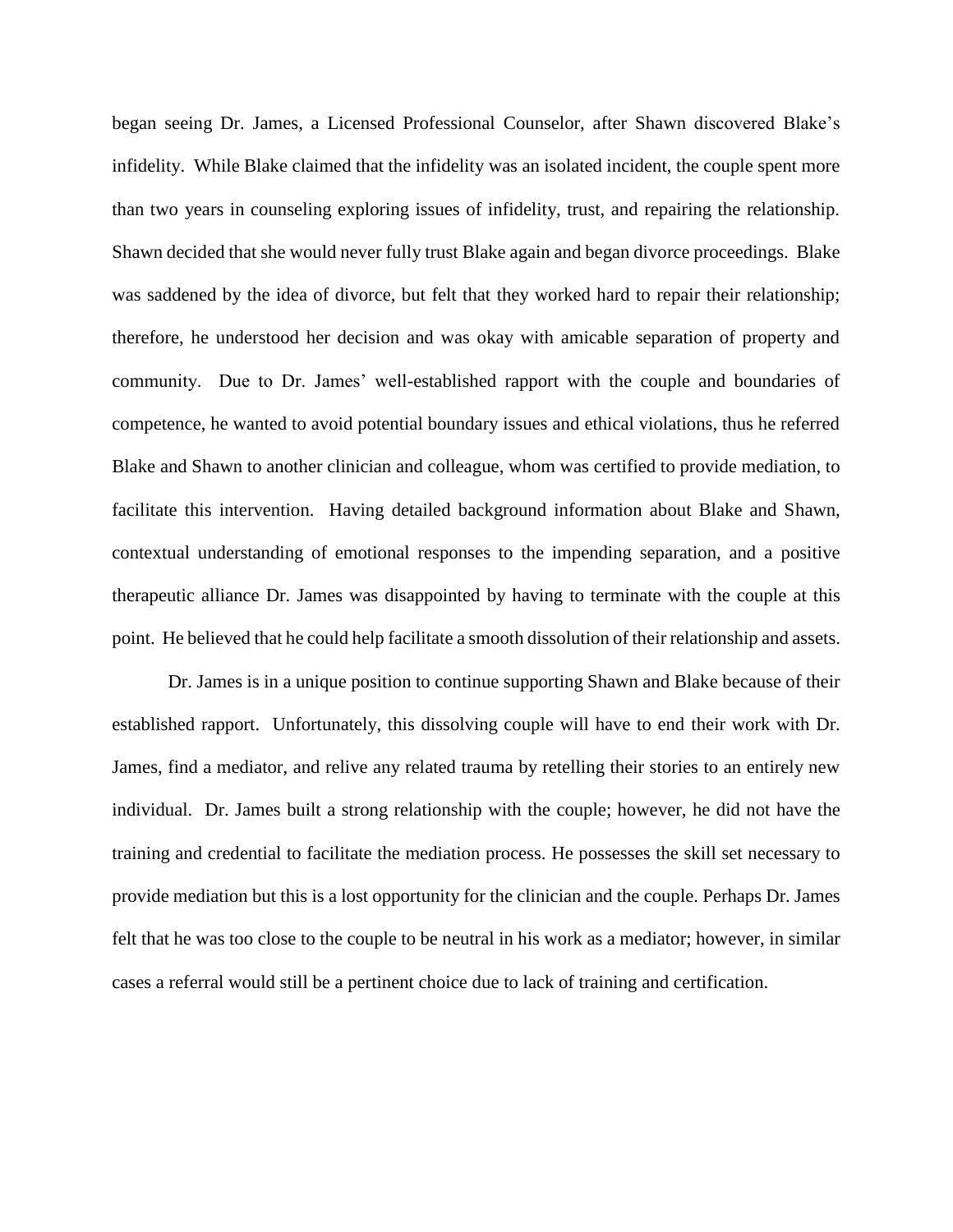began seeing Dr. James, a Licensed Professional Counselor, after Shawn discovered Blake's infidelity. While Blake claimed that the infidelity was an isolated incident, the couple spent more than two years in counseling exploring issues of infidelity, trust, and repairing the relationship. Shawn decided that she would never fully trust Blake again and began divorce proceedings. Blake was saddened by the idea of divorce, but felt that they worked hard to repair their relationship; therefore, he understood her decision and was okay with amicable separation of property and community. Due to Dr. James' well-established rapport with the couple and boundaries of competence, he wanted to avoid potential boundary issues and ethical violations, thus he referred Blake and Shawn to another clinician and colleague, whom was certified to provide mediation, to facilitate this intervention. Having detailed background information about Blake and Shawn, contextual understanding of emotional responses to the impending separation, and a positive therapeutic alliance Dr. James was disappointed by having to terminate with the couple at this point. He believed that he could help facilitate a smooth dissolution of their relationship and assets.

Dr. James is in a unique position to continue supporting Shawn and Blake because of their established rapport. Unfortunately, this dissolving couple will have to end their work with Dr. James, find a mediator, and relive any related trauma by retelling their stories to an entirely new individual. Dr. James built a strong relationship with the couple; however, he did not have the training and credential to facilitate the mediation process. He possesses the skill set necessary to provide mediation but this is a lost opportunity for the clinician and the couple. Perhaps Dr. James felt that he was too close to the couple to be neutral in his work as a mediator; however, in similar cases a referral would still be a pertinent choice due to lack of training and certification.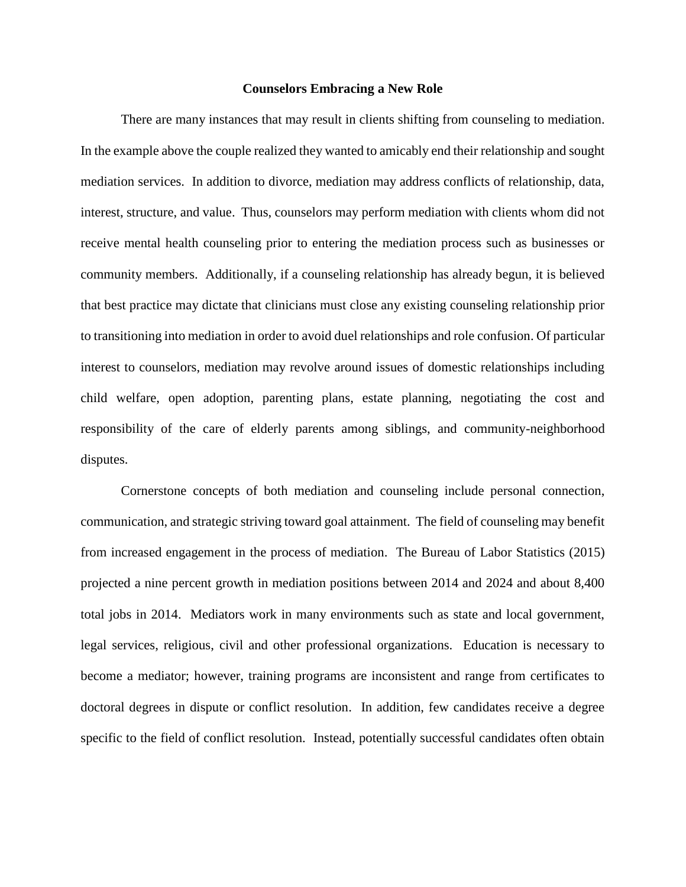## Counselors Embracing a New Role

There are many instances that may result in clients shifting from counseling to mediation. In the example above the couple realized they wanted to amicably end their relationship and sought mediation services. In addition to divorce, mediation may address conflicts of relationship, data, interest, structure, and value. Thus, counselors may perform mediation with clients whom did not receive mental health counseling prior to entering the mediation process such as businesses or community members. Additionally, if a counseling relationship has already begun, it is believed that best practice may dictate that clinicians must close any existing counseling relationship prior to transitioning into mediation in order to avoid duel relationships and role confusion. Of particular interest to counselors, mediation may revolve around issues of domestic relationships including child welfare, open adoption, parenting plans, estate planning, negotiating the cost and responsibility of the care of elderly parents among siblings, and community-neighborhood disputes.

Cornerstone concepts of both mediation and counseling include personal connection, communication, and strategic striving toward goal attainment. The field of counseling may benefit from increased engagement in the process of mediation. The Bureau of Labor Statistics (2015) projected a nine percent growth in mediation positions between 2014 and 2024 and about 8,400 total jobs in 2014. Mediators work in many environments such as state and local government, legal services, religious, civil and other professional organizations. Education is necessary to become a mediator; however, training programs are inconsistent and range from certificates to doctoral degrees in dispute or conflict resolution. In addition, few candidates receive a degree specific to the field of conflict resolution. Instead, potentially successful candidates often obtain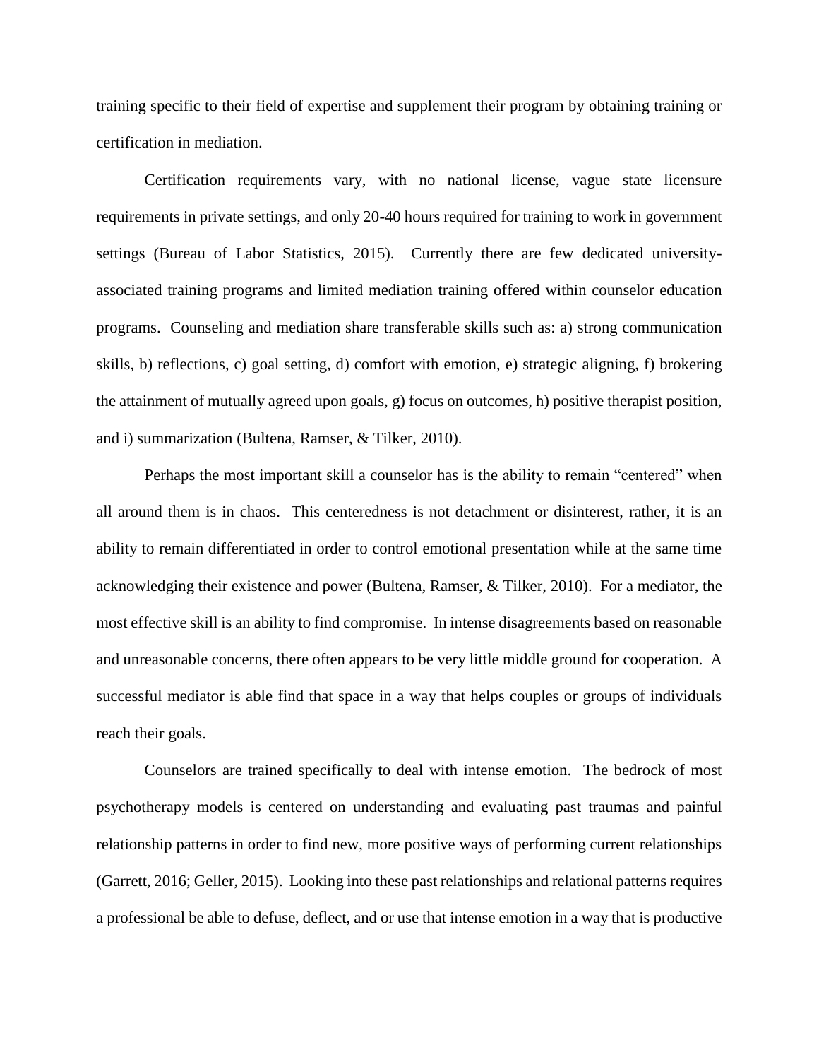training specific to their field of expertise and supplement their program by obtaining training or certification in mediation.

Certification requirements vary, with no national license, vague state licensure requirements in private settings, and only 20-40 hours required for training to work in government settings (Bureau of Labor Statistics, 2015). Currently there are few dedicated university-associated training programs and limited mediation training offered within counselor education programs. Counseling and mediation share transferable skills such as: a) strong communication skills, b) reflections, c) goal setting, d) comfort with emotion, e) strategic aligning, f) brokering the attainment of mutually agreed upon goals, g) focus on outcomes, h) positive therapist position, and i) summarization (Bultena, Ramser, & Tilker, 2010).

Perhaps the most important skill a counselor has is the ability to remain "centered" when all around them is in chaos. This centeredness is not detachment or disinterest, rather, it is an ability to remain differentiated in order to control emotional presentation while at the same time acknowledging their existence and power (Bultena, Ramser, & Tilker, 2010). For a mediator, the most effective skill is an ability to find compromise. In intense disagreements based on reasonable and unreasonable concerns, there often appears to be very little middle ground for cooperation. A successful mediator is able find that space in a way that helps couples or groups of individuals reach their goals.

Counselors are trained specifically to deal with intense emotion. The bedrock of most psychotherapy models is centered on understanding and evaluating past traumas and painful relationship patterns in order to find new, more positive ways of performing current relationships (Garrett, 2016; Geller, 2015). Looking into these past relationships and relational patterns requires a professional be able to defuse, deflect, and or use that intense emotion in a way that is productive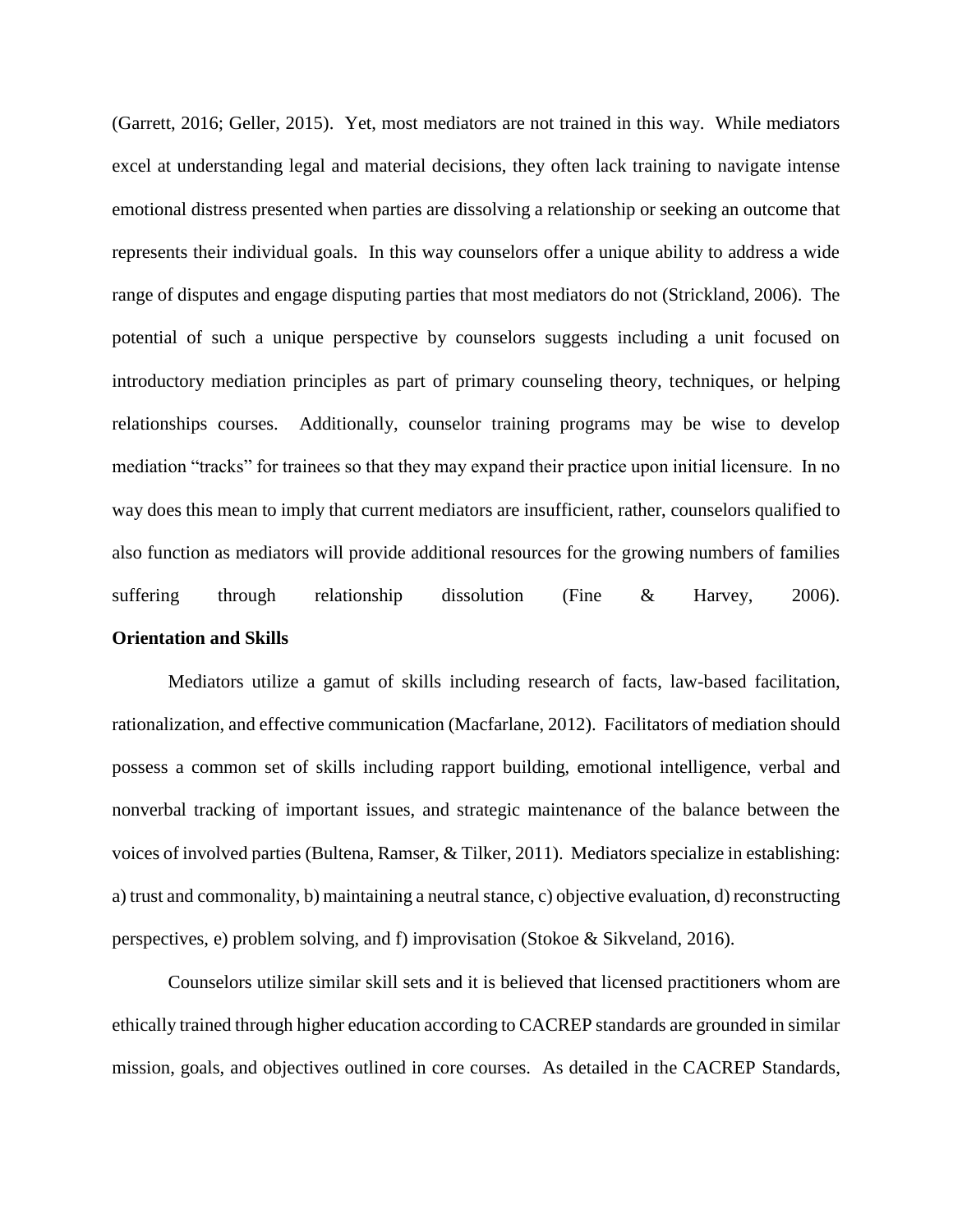(Garrett, 2016; Geller, 2015). Yet, most mediators are not trained in this way. While mediators excel at understanding legal and material decisions, they often lack training to navigate intense emotional distress presented when parties are dissolving a relationship or seeking an outcome that represents their individual goals. In this way counselors offer a unique ability to address a wide range of disputes and engage disputing parties that most mediators do not (Strickland, 2006). The potential of such a unique perspective by counselors suggests including a unit focused on introductory mediation principles as part of primary counseling theory, techniques, or helping relationships courses. Additionally, counselor training programs may be wise to develop mediation "tracks" for trainees so that they may expand their practice upon initial licensure. In no way does this mean to imply that current mediators are insufficient, rather, counselors qualified to also function as mediators will provide additional resources for the growing numbers of families suffering through relationship dissolution (Fine & Harvey, 2006).

**Orientation and Skills**

Mediators utilize a gamut of skills including research of facts, law-based facilitation, rationalization, and effective communication (Macfarlane, 2012). Facilitators of mediation should possess a common set of skills including rapport building, emotional intelligence, verbal and nonverbal tracking of important issues, and strategic maintenance of the balance between the voices of involved parties (Bultena, Ramser, & Tilker, 2011). Mediators specialize in establishing: a) trust and commonality, b) maintaining a neutral stance, c) objective evaluation, d) reconstructing perspectives, e) problem solving, and f) improvisation (Stokoe & Sikveland, 2016).

Counselors utilize similar skill sets and it is believed that licensed practitioners whom are ethically trained through higher education according to CACREP standards are grounded in similar mission, goals, and objectives outlined in core courses. As detailed in the CACREP Standards,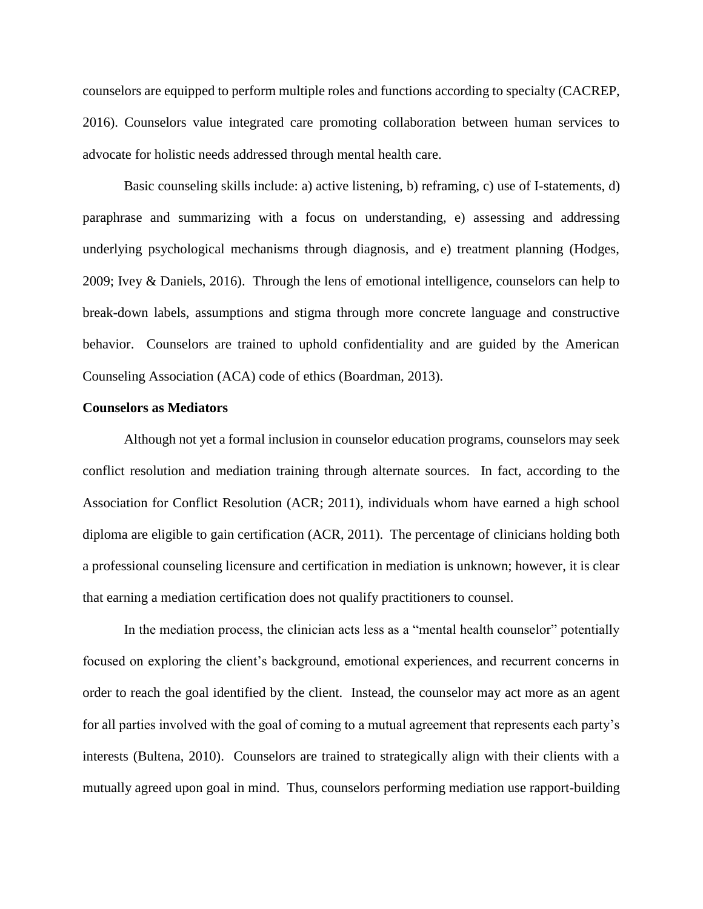counselors are equipped to perform multiple roles and functions according to specialty (CACREP, 2016). Counselors value integrated care promoting collaboration between human services to advocate for holistic needs addressed through mental health care.

Basic counseling skills include: a) active listening, b) reframing, c) use of I-statements, d) paraphrase and summarizing with a focus on understanding, e) assessing and addressing underlying psychological mechanisms through diagnosis, and e) treatment planning (Hodges, 2009; Ivey & Daniels, 2016). Through the lens of emotional intelligence, counselors can help to break-down labels, assumptions and stigma through more concrete language and constructive behavior. Counselors are trained to uphold confidentiality and are guided by the American Counseling Association (ACA) code of ethics (Boardman, 2013).

**Counselors as Mediators**

Although not yet a formal inclusion in counselor education programs, counselors may seek conflict resolution and mediation training through alternate sources. In fact, according to the Association for Conflict Resolution (ACR; 2011), individuals whom have earned a high school diploma are eligible to gain certification (ACR, 2011). The percentage of clinicians holding both a professional counseling licensure and certification in mediation is unknown; however, it is clear that earning a mediation certification does not qualify practitioners to counsel.

In the mediation process, the clinician acts less as a "mental health counselor" potentially focused on exploring the client's background, emotional experiences, and recurrent concerns in order to reach the goal identified by the client. Instead, the counselor may act more as an agent for all parties involved with the goal of coming to a mutual agreement that represents each party's interests (Bultena, 2010). Counselors are trained to strategically align with their clients with a mutually agreed upon goal in mind. Thus, counselors performing mediation use rapport-building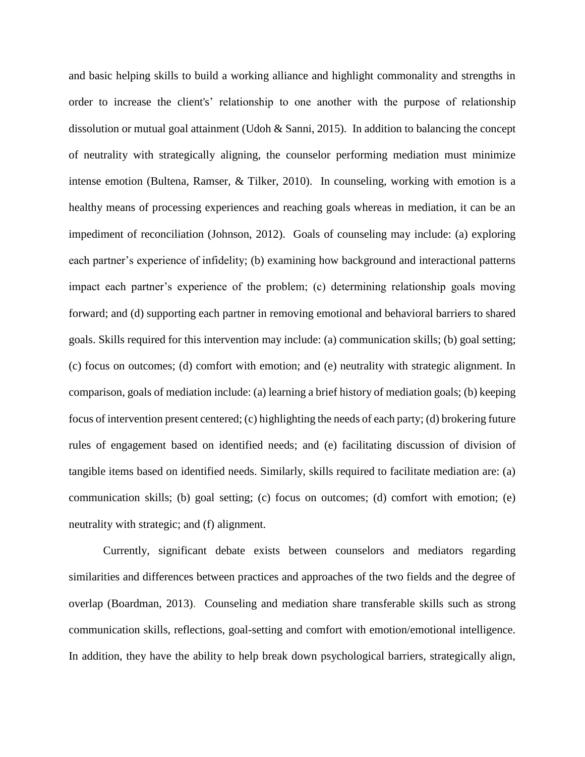and basic helping skills to build a working alliance and highlight commonality and strengths in order to increase the client's' relationship to one another with the purpose of relationship dissolution or mutual goal attainment (Udoh & Sanni, 2015). In addition to balancing the concept of neutrality with strategically aligning, the counselor performing mediation must minimize intense emotion (Bultena, Ramser, & Tilker, 2010). In counseling, working with emotion is a healthy means of processing experiences and reaching goals whereas in mediation, it can be an impediment of reconciliation (Johnson, 2012). Goals of counseling may include: (a) exploring each partner's experience of infidelity; (b) examining how background and interactional patterns impact each partner's experience of the problem; (c) determining relationship goals moving forward; and (d) supporting each partner in removing emotional and behavioral barriers to shared goals. Skills required for this intervention may include: (a) communication skills; (b) goal setting; (c) focus on outcomes; (d) comfort with emotion; and (e) neutrality with strategic alignment. In comparison, goals of mediation include: (a) learning a brief history of mediation goals; (b) keeping focus of intervention present centered; (c) highlighting the needs of each party; (d) brokering future rules of engagement based on identified needs; and (e) facilitating discussion of division of tangible items based on identified needs. Similarly, skills required to facilitate mediation are: (a) communication skills; (b) goal setting; (c) focus on outcomes; (d) comfort with emotion; (e) neutrality with strategic; and (f) alignment.

Currently, significant debate exists between counselors and mediators regarding similarities and differences between practices and approaches of the two fields and the degree of overlap (Boardman, 2013). Counseling and mediation share transferable skills such as strong communication skills, reflections, goal-setting and comfort with emotion/emotional intelligence. In addition, they have the ability to help break down psychological barriers, strategically align,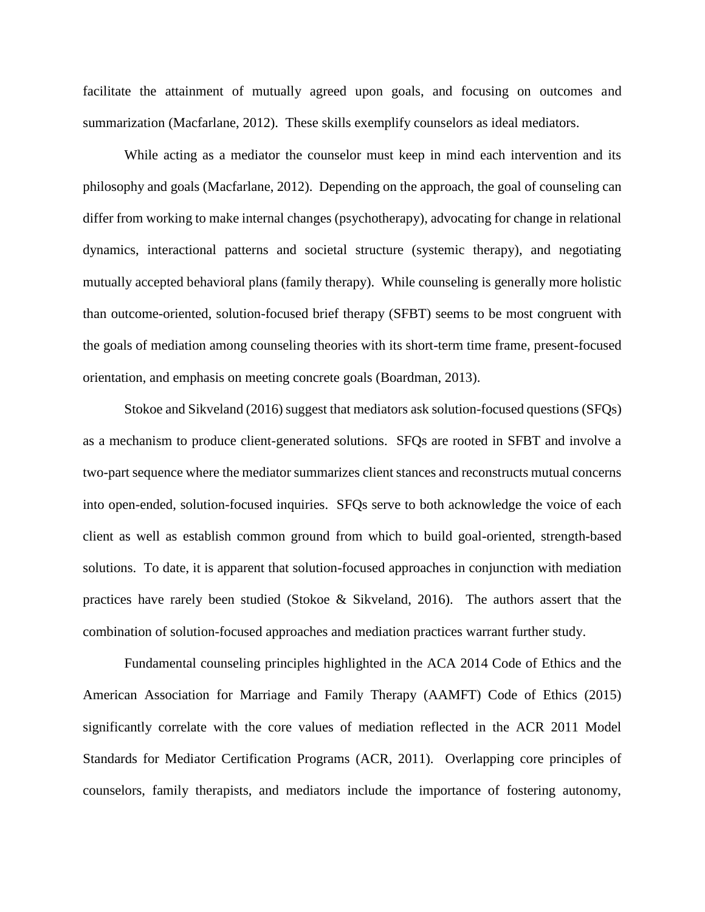facilitate the attainment of mutually agreed upon goals, and focusing on outcomes and summarization (Macfarlane, 2012). These skills exemplify counselors as ideal mediators.

While acting as a mediator the counselor must keep in mind each intervention and its philosophy and goals (Macfarlane, 2012). Depending on the approach, the goal of counseling can differ from working to make internal changes (psychotherapy), advocating for change in relational dynamics, interactional patterns and societal structure (systemic therapy), and negotiating mutually accepted behavioral plans (family therapy). While counseling is generally more holistic than outcome-oriented, solution-focused brief therapy (SFBT) seems to be most congruent with the goals of mediation among counseling theories with its short-term time frame, present-focused orientation, and emphasis on meeting concrete goals (Boardman, 2013).

Stokoe and Sikveland (2016) suggest that mediators ask solution-focused questions (SFQs) as a mechanism to produce client-generated solutions. SFQs are rooted in SFBT and involve a two-part sequence where the mediator summarizes client stances and reconstructs mutual concerns into open-ended, solution-focused inquiries. SFQs serve to both acknowledge the voice of each client as well as establish common ground from which to build goal-oriented, strength-based solutions. To date, it is apparent that solution-focused approaches in conjunction with mediation practices have rarely been studied (Stokoe & Sikveland, 2016). The authors assert that the combination of solution-focused approaches and mediation practices warrant further study.

Fundamental counseling principles highlighted in the ACA 2014 Code of Ethics and the American Association for Marriage and Family Therapy (AAMFT) Code of Ethics (2015) significantly correlate with the core values of mediation reflected in the ACR 2011 Model Standards for Mediator Certification Programs (ACR, 2011). Overlapping core principles of counselors, family therapists, and mediators include the importance of fostering autonomy,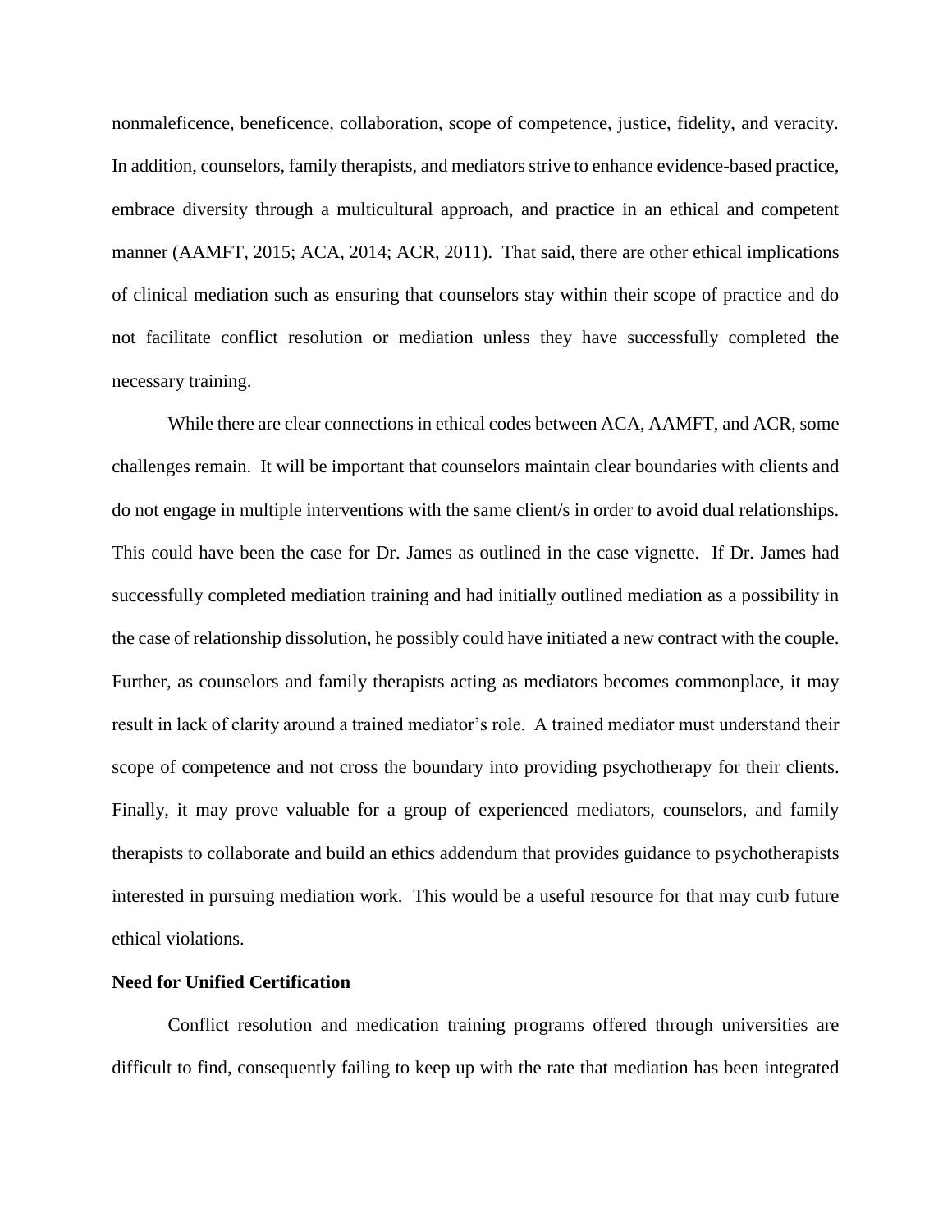nonmaleficence, beneficence, collaboration, scope of competence, justice, fidelity, and veracity. In addition, counselors, family therapists, and mediators strive to enhance evidence-based practice, embrace diversity through a multicultural approach, and practice in an ethical and competent manner (AAMFT, 2015; ACA, 2014; ACR, 2011). That said, there are other ethical implications of clinical mediation such as ensuring that counselors stay within their scope of practice and do not facilitate conflict resolution or mediation unless they have successfully completed the necessary training.

While there are clear connections in ethical codes between ACA, AAMFT, and ACR, some challenges remain. It will be important that counselors maintain clear boundaries with clients and do not engage in multiple interventions with the same client/s in order to avoid dual relationships. This could have been the case for Dr. James as outlined in the case vignette. If Dr. James had successfully completed mediation training and had initially outlined mediation as a possibility in the case of relationship dissolution, he possibly could have initiated a new contract with the couple. Further, as counselors and family therapists acting as mediators becomes commonplace, it may result in lack of clarity around a trained mediator's role. A trained mediator must understand their scope of competence and not cross the boundary into providing psychotherapy for their clients. Finally, it may prove valuable for a group of experienced mediators, counselors, and family therapists to collaborate and build an ethics addendum that provides guidance to psychotherapists interested in pursuing mediation work. This would be a useful resource for that may curb future ethical violations.

**Need for Unified Certification**

Conflict resolution and medication training programs offered through universities are difficult to find, consequently failing to keep up with the rate that mediation has been integrated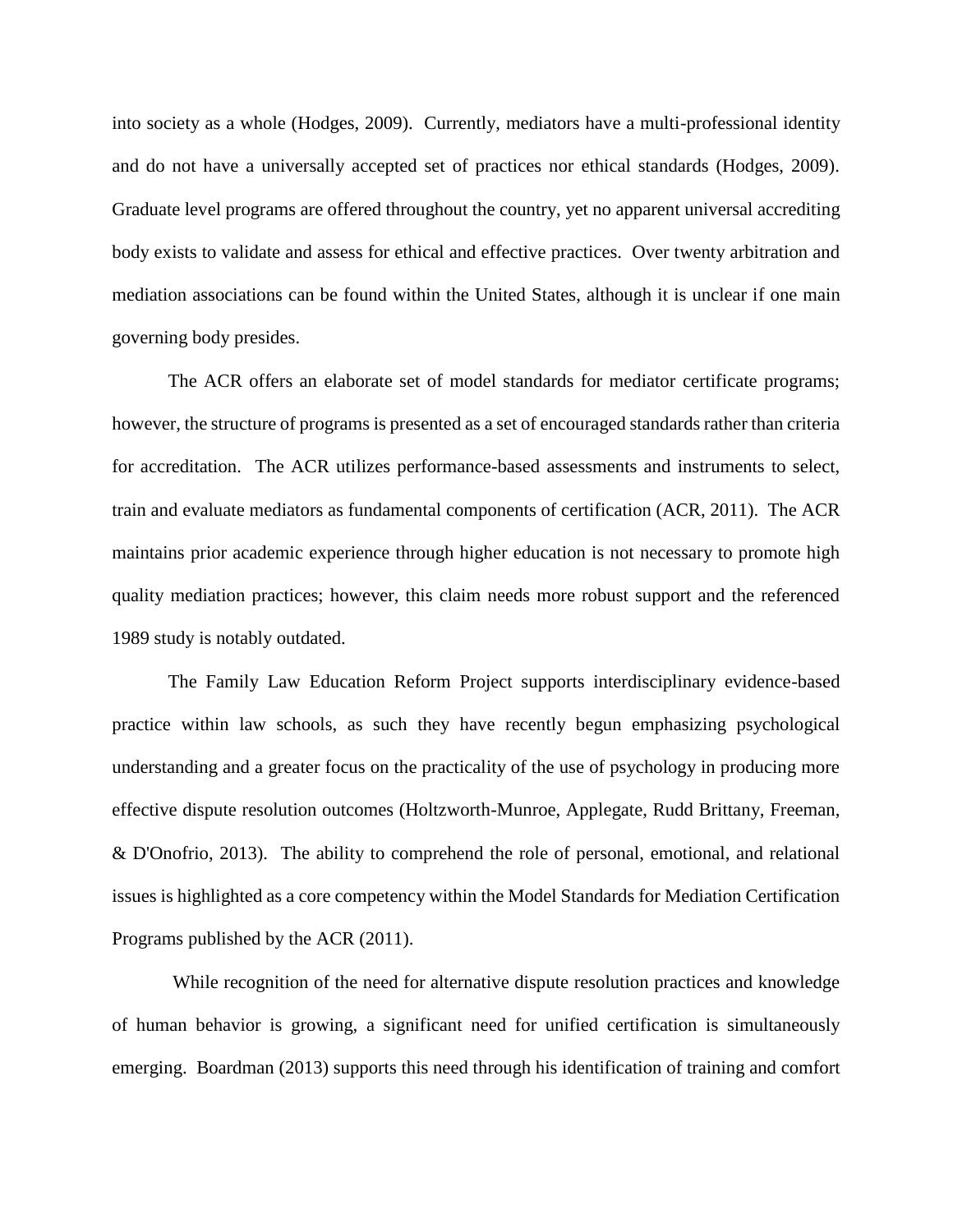into society as a whole (Hodges, 2009). Currently, mediators have a multi-professional identity and do not have a universally accepted set of practices nor ethical standards (Hodges, 2009). Graduate level programs are offered throughout the country, yet no apparent universal accrediting body exists to validate and assess for ethical and effective practices. Over twenty arbitration and mediation associations can be found within the United States, although it is unclear if one main governing body presides.

The ACR offers an elaborate set of model standards for mediator certificate programs; however, the structure of programs is presented as a set of encouraged standards rather than criteria for accreditation. The ACR utilizes performance-based assessments and instruments to select, train and evaluate mediators as fundamental components of certification (ACR, 2011). The ACR maintains prior academic experience through higher education is not necessary to promote high quality mediation practices; however, this claim needs more robust support and the referenced 1989 study is notably outdated.

The Family Law Education Reform Project supports interdisciplinary evidence-based practice within law schools, as such they have recently begun emphasizing psychological understanding and a greater focus on the practicality of the use of psychology in producing more effective dispute resolution outcomes (Holtzworth-Munroe, Applegate, Rudd Brittany, Freeman, & D'Onofrio, 2013). The ability to comprehend the role of personal, emotional, and relational issues is highlighted as a core competency within the Model Standards for Mediation Certification Programs published by the ACR (2011).

While recognition of the need for alternative dispute resolution practices and knowledge of human behavior is growing, a significant need for unified certification is simultaneously emerging. Boardman (2013) supports this need through his identification of training and comfort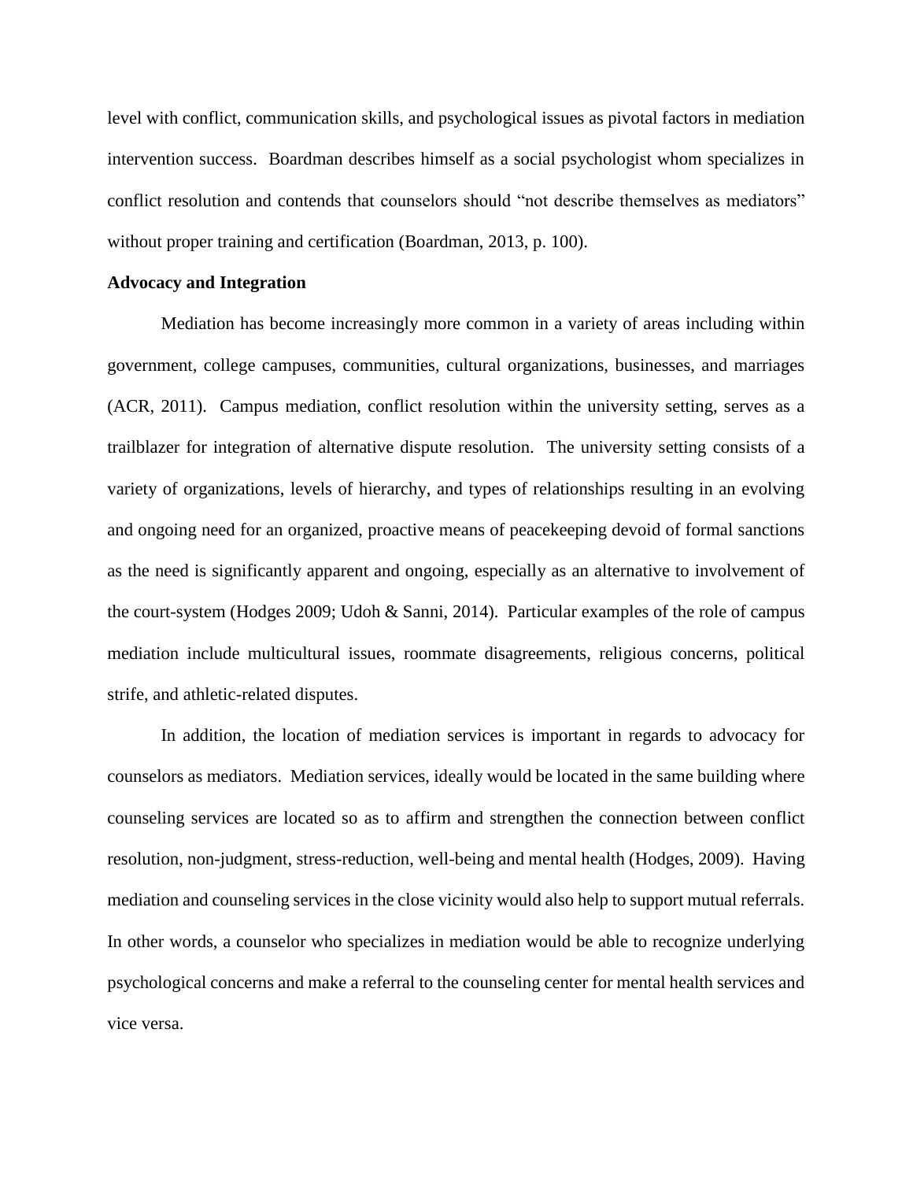level with conflict, communication skills, and psychological issues as pivotal factors in mediation intervention success. Boardman describes himself as a social psychologist whom specializes in conflict resolution and contends that counselors should "not describe themselves as mediators" without proper training and certification (Boardman, 2013, p. 100).

**Advocacy and Integration**

Mediation has become increasingly more common in a variety of areas including within government, college campuses, communities, cultural organizations, businesses, and marriages (ACR, 2011). Campus mediation, conflict resolution within the university setting, serves as a trailblazer for integration of alternative dispute resolution. The university setting consists of a variety of organizations, levels of hierarchy, and types of relationships resulting in an evolving and ongoing need for an organized, proactive means of peacekeeping devoid of formal sanctions as the need is significantly apparent and ongoing, especially as an alternative to involvement of the court-system (Hodges 2009; Udoh & Sanni, 2014). Particular examples of the role of campus mediation include multicultural issues, roommate disagreements, religious concerns, political strife, and athletic-related disputes.

In addition, the location of mediation services is important in regards to advocacy for counselors as mediators. Mediation services, ideally would be located in the same building where counseling services are located so as to affirm and strengthen the connection between conflict resolution, non-judgment, stress-reduction, well-being and mental health (Hodges, 2009). Having mediation and counseling services in the close vicinity would also help to support mutual referrals. In other words, a counselor who specializes in mediation would be able to recognize underlying psychological concerns and make a referral to the counseling center for mental health services and vice versa.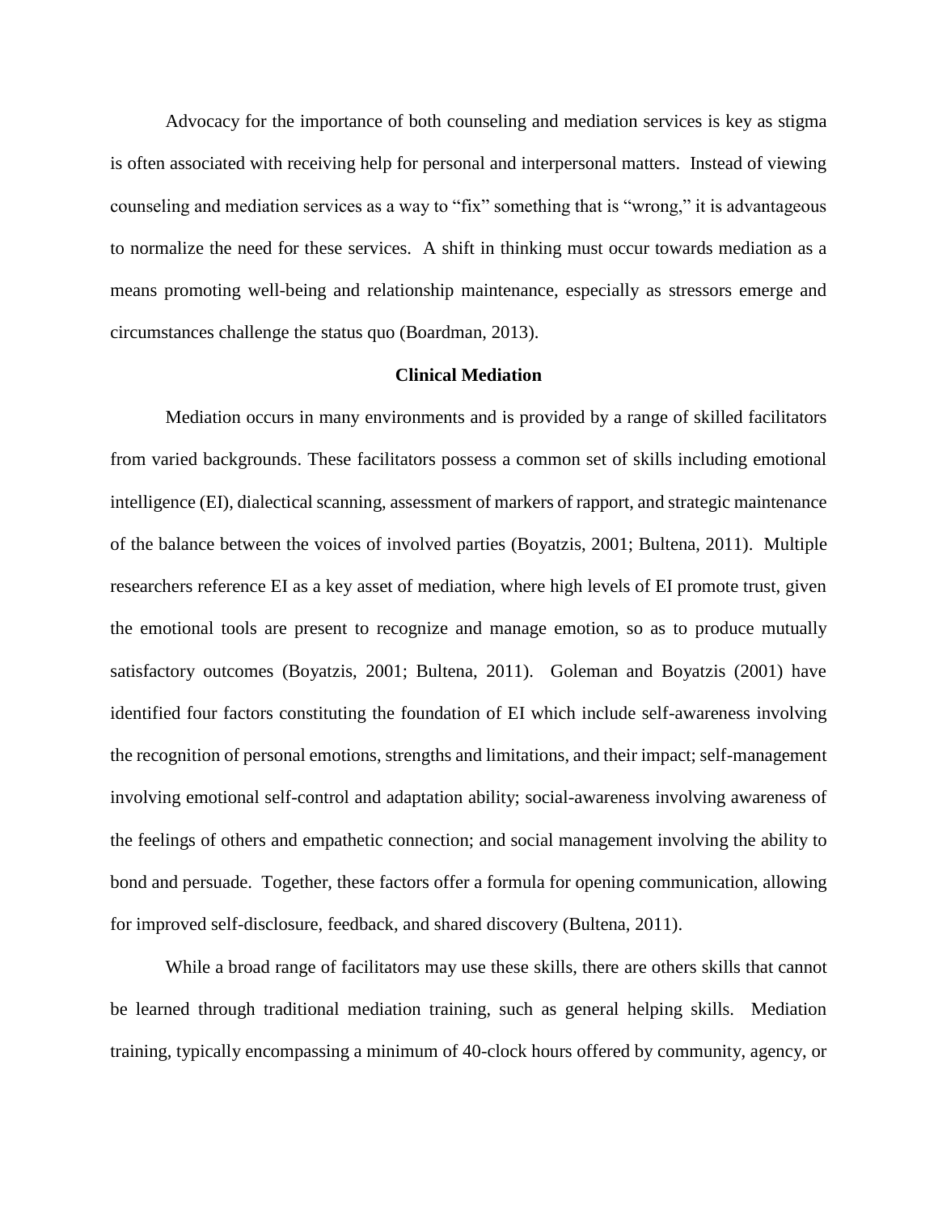Advocacy for the importance of both counseling and mediation services is key as stigma is often associated with receiving help for personal and interpersonal matters. Instead of viewing counseling and mediation services as a way to "fix" something that is "wrong," it is advantageous to normalize the need for these services. A shift in thinking must occur towards mediation as a means promoting well-being and relationship maintenance, especially as stressors emerge and circumstances challenge the status quo (Boardman, 2013).

## Clinical Mediation

Mediation occurs in many environments and is provided by a range of skilled facilitators from varied backgrounds. These facilitators possess a common set of skills including emotional intelligence (EI), dialectical scanning, assessment of markers of rapport, and strategic maintenance of the balance between the voices of involved parties (Boyatzis, 2001; Bultena, 2011). Multiple researchers reference EI as a key asset of mediation, where high levels of EI promote trust, given the emotional tools are present to recognize and manage emotion, so as to produce mutually satisfactory outcomes (Boyatzis, 2001; Bultena, 2011). Goleman and Boyatzis (2001) have identified four factors constituting the foundation of EI which include self-awareness involving the recognition of personal emotions, strengths and limitations, and their impact; self-management involving emotional self-control and adaptation ability; social-awareness involving awareness of the feelings of others and empathetic connection; and social management involving the ability to bond and persuade. Together, these factors offer a formula for opening communication, allowing for improved self-disclosure, feedback, and shared discovery (Bultena, 2011).

While a broad range of facilitators may use these skills, there are others skills that cannot be learned through traditional mediation training, such as general helping skills. Mediation training, typically encompassing a minimum of 40-clock hours offered by community, agency, or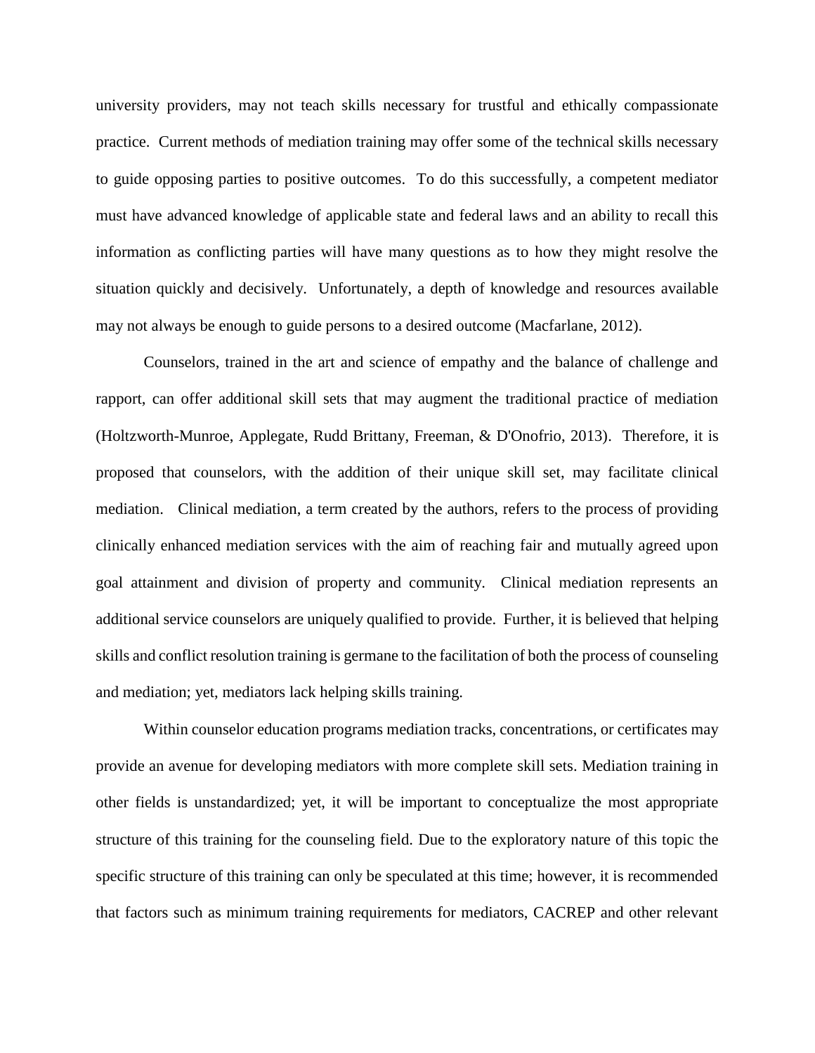university providers, may not teach skills necessary for trustful and ethically compassionate practice. Current methods of mediation training may offer some of the technical skills necessary to guide opposing parties to positive outcomes. To do this successfully, a competent mediator must have advanced knowledge of applicable state and federal laws and an ability to recall this information as conflicting parties will have many questions as to how they might resolve the situation quickly and decisively. Unfortunately, a depth of knowledge and resources available may not always be enough to guide persons to a desired outcome (Macfarlane, 2012).

Counselors, trained in the art and science of empathy and the balance of challenge and rapport, can offer additional skill sets that may augment the traditional practice of mediation (Holtzworth-Munroe, Applegate, Rudd Brittany, Freeman, & D'Onofrio, 2013). Therefore, it is proposed that counselors, with the addition of their unique skill set, may facilitate clinical mediation. Clinical mediation, a term created by the authors, refers to the process of providing clinically enhanced mediation services with the aim of reaching fair and mutually agreed upon goal attainment and division of property and community. Clinical mediation represents an additional service counselors are uniquely qualified to provide. Further, it is believed that helping skills and conflict resolution training is germane to the facilitation of both the process of counseling and mediation; yet, mediators lack helping skills training.

Within counselor education programs mediation tracks, concentrations, or certificates may provide an avenue for developing mediators with more complete skill sets. Mediation training in other fields is unstandardized; yet, it will be important to conceptualize the most appropriate structure of this training for the counseling field. Due to the exploratory nature of this topic the specific structure of this training can only be speculated at this time; however, it is recommended that factors such as minimum training requirements for mediators, CACREP and other relevant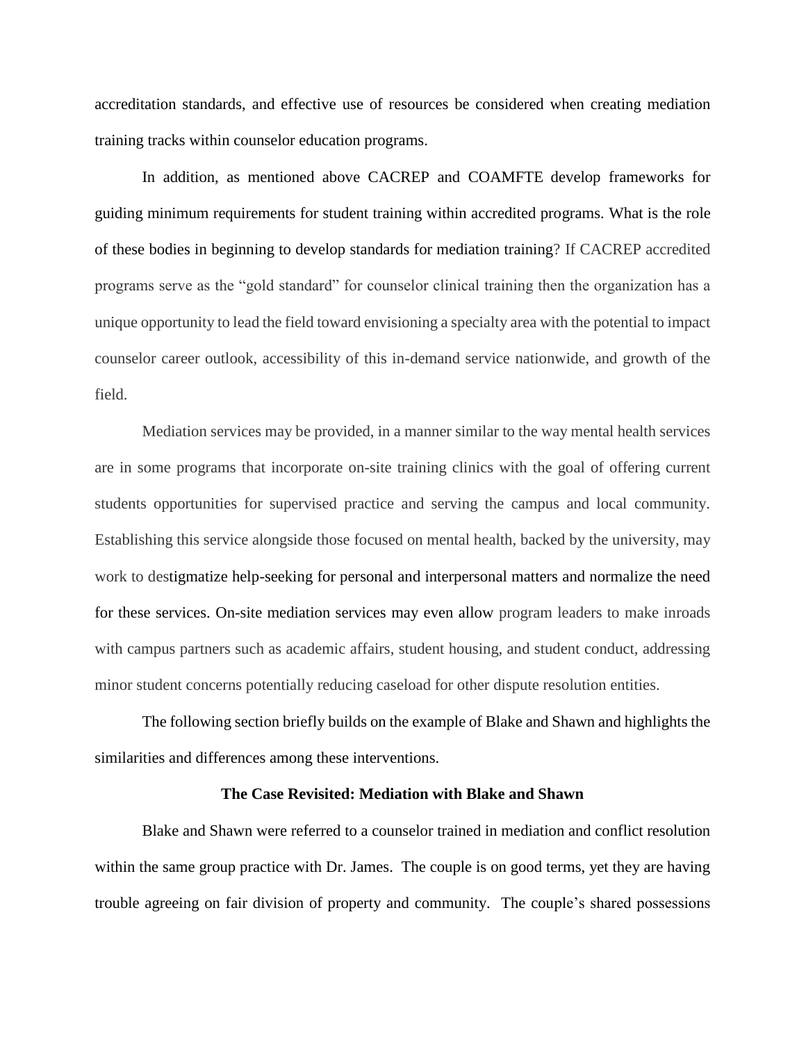accreditation standards, and effective use of resources be considered when creating mediation training tracks within counselor education programs.

In addition, as mentioned above CACREP and COAMFTE develop frameworks for guiding minimum requirements for student training within accredited programs. What is the role of these bodies in beginning to develop standards for mediation training? If CACREP accredited programs serve as the "gold standard" for counselor clinical training then the organization has a unique opportunity to lead the field toward envisioning a specialty area with the potential to impact counselor career outlook, accessibility of this in-demand service nationwide, and growth of the field.

Mediation services may be provided, in a manner similar to the way mental health services are in some programs that incorporate on-site training clinics with the goal of offering current students opportunities for supervised practice and serving the campus and local community. Establishing this service alongside those focused on mental health, backed by the university, may work to destigmatize help-seeking for personal and interpersonal matters and normalize the need for these services. On-site mediation services may even allow program leaders to make inroads with campus partners such as academic affairs, student housing, and student conduct, addressing minor student concerns potentially reducing caseload for other dispute resolution entities.

The following section briefly builds on the example of Blake and Shawn and highlights the similarities and differences among these interventions.

**The Case Revisited: Mediation with Blake and Shawn**

Blake and Shawn were referred to a counselor trained in mediation and conflict resolution within the same group practice with Dr. James. The couple is on good terms, yet they are having trouble agreeing on fair division of property and community. The couple's shared possessions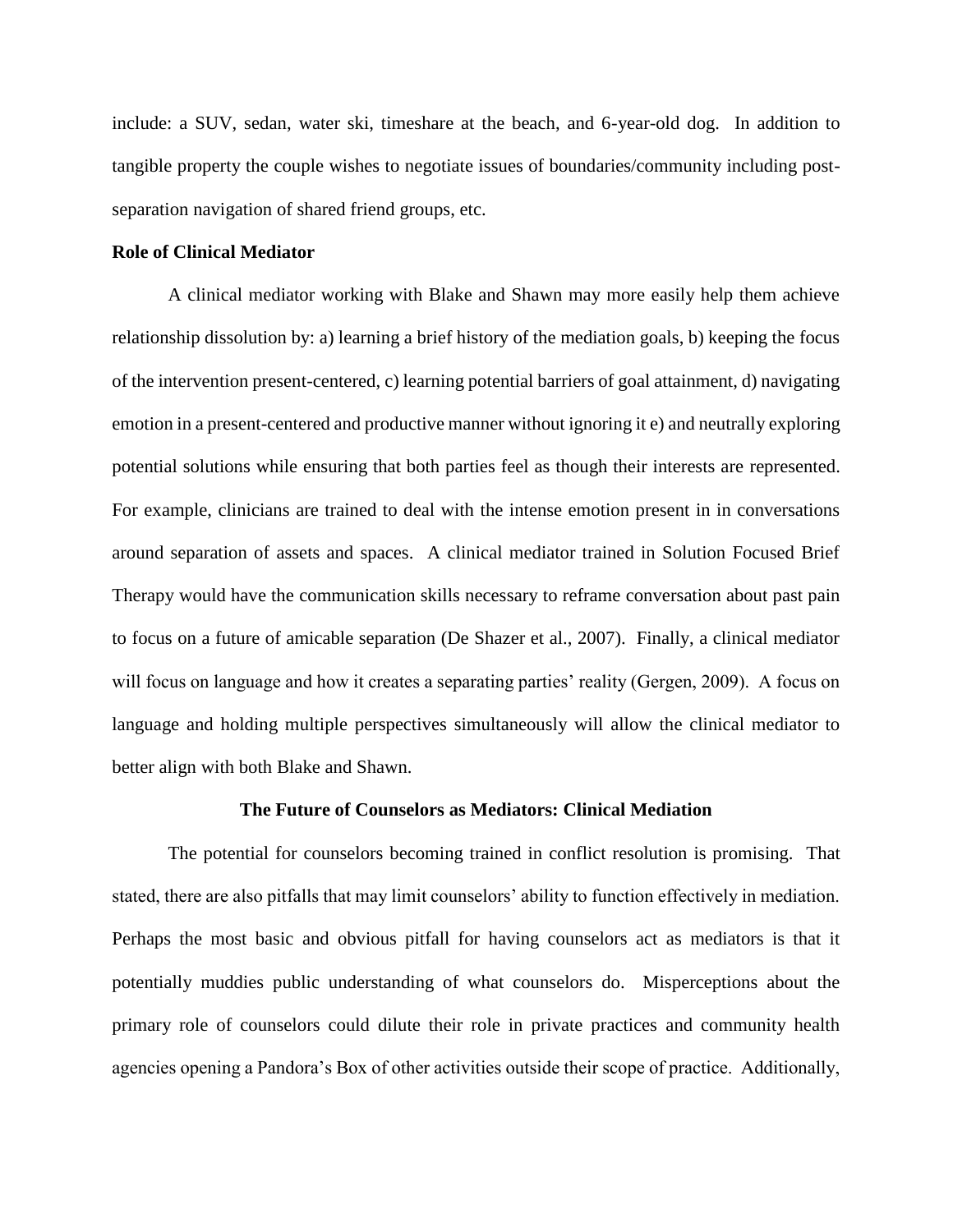include: a SUV, sedan, water ski, timeshare at the beach, and 6-year-old dog. In addition to tangible property the couple wishes to negotiate issues of boundaries/community including post-separation navigation of shared friend groups, etc.

**Role of Clinical Mediator**

A clinical mediator working with Blake and Shawn may more easily help them achieve relationship dissolution by: a) learning a brief history of the mediation goals, b) keeping the focus of the intervention present-centered, c) learning potential barriers of goal attainment, d) navigating emotion in a present-centered and productive manner without ignoring it e) and neutrally exploring potential solutions while ensuring that both parties feel as though their interests are represented. For example, clinicians are trained to deal with the intense emotion present in in conversations around separation of assets and spaces. A clinical mediator trained in Solution Focused Brief Therapy would have the communication skills necessary to reframe conversation about past pain to focus on a future of amicable separation (De Shazer et al., 2007). Finally, a clinical mediator will focus on language and how it creates a separating parties' reality (Gergen, 2009). A focus on language and holding multiple perspectives simultaneously will allow the clinical mediator to better align with both Blake and Shawn.

## The Future of Counselors as Mediators: Clinical Mediation

The potential for counselors becoming trained in conflict resolution is promising. That stated, there are also pitfalls that may limit counselors' ability to function effectively in mediation. Perhaps the most basic and obvious pitfall for having counselors act as mediators is that it potentially muddies public understanding of what counselors do. Misperceptions about the primary role of counselors could dilute their role in private practices and community health agencies opening a Pandora's Box of other activities outside their scope of practice. Additionally,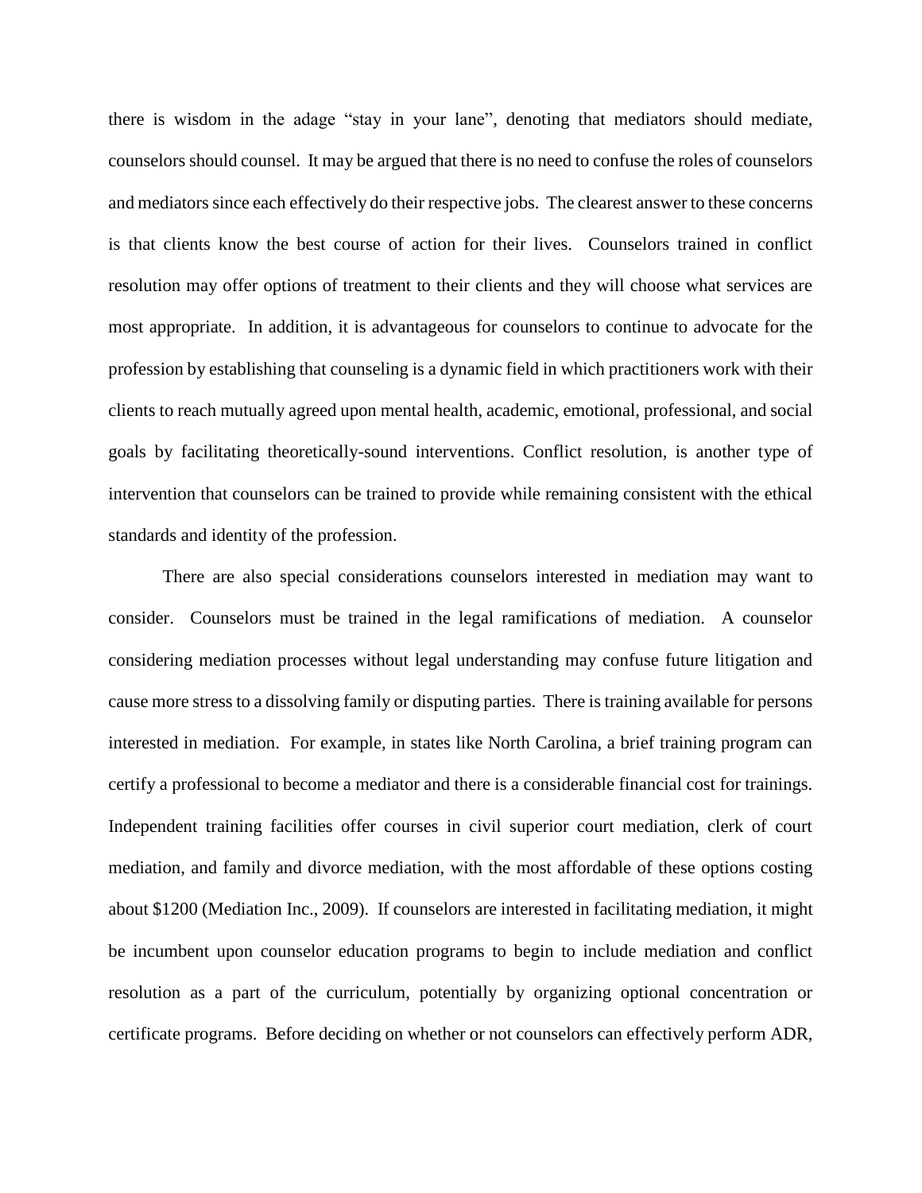there is wisdom in the adage "stay in your lane", denoting that mediators should mediate, counselors should counsel. It may be argued that there is no need to confuse the roles of counselors and mediators since each effectively do their respective jobs. The clearest answer to these concerns is that clients know the best course of action for their lives. Counselors trained in conflict resolution may offer options of treatment to their clients and they will choose what services are most appropriate. In addition, it is advantageous for counselors to continue to advocate for the profession by establishing that counseling is a dynamic field in which practitioners work with their clients to reach mutually agreed upon mental health, academic, emotional, professional, and social goals by facilitating theoretically-sound interventions. Conflict resolution, is another type of intervention that counselors can be trained to provide while remaining consistent with the ethical standards and identity of the profession.

There are also special considerations counselors interested in mediation may want to consider. Counselors must be trained in the legal ramifications of mediation. A counselor considering mediation processes without legal understanding may confuse future litigation and cause more stress to a dissolving family or disputing parties. There is training available for persons interested in mediation. For example, in states like North Carolina, a brief training program can certify a professional to become a mediator and there is a considerable financial cost for trainings. Independent training facilities offer courses in civil superior court mediation, clerk of court mediation, and family and divorce mediation, with the most affordable of these options costing about $1200 (Mediation Inc., 2009). If counselors are interested in facilitating mediation, it might be incumbent upon counselor education programs to begin to include mediation and conflict resolution as a part of the curriculum, potentially by organizing optional concentration or certificate programs. Before deciding on whether or not counselors can effectively perform ADR,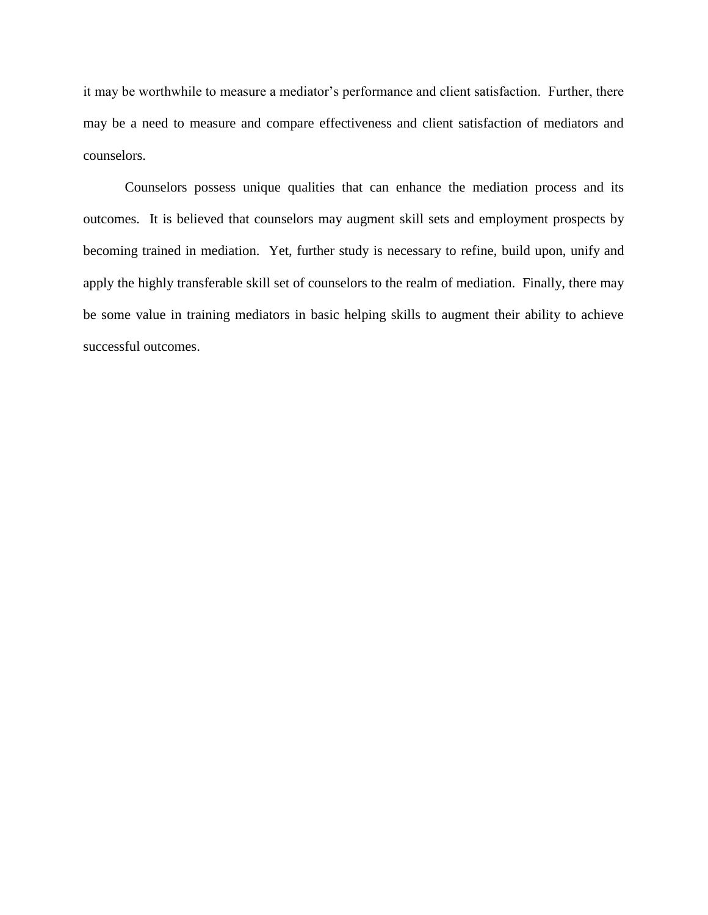it may be worthwhile to measure a mediator's performance and client satisfaction. Further, there may be a need to measure and compare effectiveness and client satisfaction of mediators and counselors.

Counselors possess unique qualities that can enhance the mediation process and its outcomes. It is believed that counselors may augment skill sets and employment prospects by becoming trained in mediation. Yet, further study is necessary to refine, build upon, unify and apply the highly transferable skill set of counselors to the realm of mediation. Finally, there may be some value in training mediators in basic helping skills to augment their ability to achieve successful outcomes.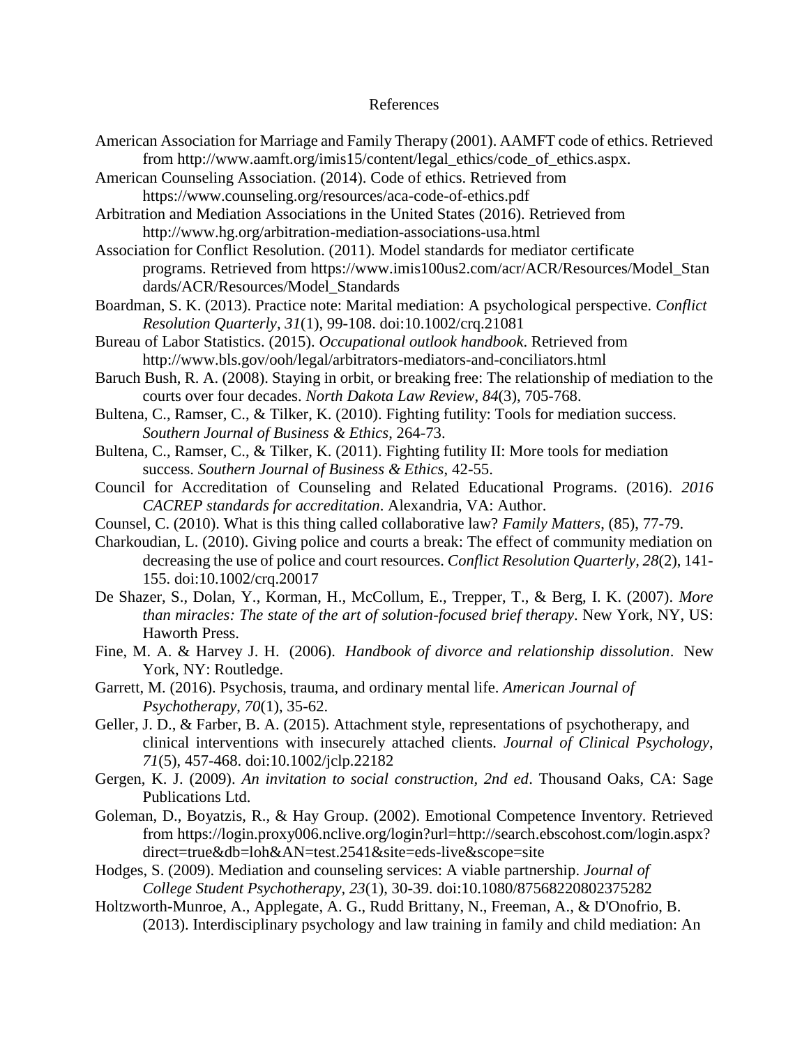# References

American Association for Marriage and Family Therapy (2001). AAMFT code of ethics. Retrieved from http://www.aamft.org/imis15/content/legal_ethics/code_of_ethics.aspx.

American Counseling Association. (2014). Code of ethics. Retrieved from https://www.counseling.org/resources/aca-code-of-ethics.pdf

Arbitration and Mediation Associations in the United States (2016). Retrieved from http://www.hg.org/arbitration-mediation-associations-usa.html

Association for Conflict Resolution. (2011). Model standards for mediator certificate programs. Retrieved from https://www.imis100us2.com/acr/ACR/Resources/Model_Standards/ACR/Resources/Model_Standards

Boardman, S. K. (2013). Practice note: Marital mediation: A psychological perspective. *Conflict Resolution Quarterly, 31*(1), 99-108. doi:10.1002/crq.21081

Bureau of Labor Statistics. (2015). *Occupational outlook handbook*. Retrieved from http://www.bls.gov/ooh/legal/arbitrators-mediators-and-conciliators.html

Baruch Bush, R. A. (2008). Staying in orbit, or breaking free: The relationship of mediation to the courts over four decades. *North Dakota Law Review*, *84*(3), 705-768.

Bultena, C., Ramser, C., & Tilker, K. (2010). Fighting futility: Tools for mediation success. *Southern Journal of Business & Ethics*, 264-73.

Bultena, C., Ramser, C., & Tilker, K. (2011). Fighting futility II: More tools for mediation success. *Southern Journal of Business & Ethics*, 42-55.

Council for Accreditation of Counseling and Related Educational Programs. (2016). *2016 CACREP standards for accreditation*. Alexandria, VA: Author.

Counsel, C. (2010). What is this thing called collaborative law? *Family Matters*, (85), 77-79.

Charkoudian, L. (2010). Giving police and courts a break: The effect of community mediation on decreasing the use of police and court resources. *Conflict Resolution Quarterly, 28*(2), 141-155. doi:10.1002/crq.20017

De Shazer, S., Dolan, Y., Korman, H., McCollum, E., Trepper, T., & Berg, I. K. (2007). *More than miracles: The state of the art of solution-focused brief therapy*. New York, NY, US: Haworth Press.

Fine, M. A. & Harvey J. H. (2006). *Handbook of divorce and relationship dissolution*. New York, NY: Routledge.

Garrett, M. (2016). Psychosis, trauma, and ordinary mental life. *American Journal of Psychotherapy*, *70*(1), 35-62.

Geller, J. D., & Farber, B. A. (2015). Attachment style, representations of psychotherapy, and clinical interventions with insecurely attached clients. *Journal of Clinical Psychology, 71*(5), 457-468. doi:10.1002/jclp.22182

Gergen, K. J. (2009). *An invitation to social construction, 2nd ed*. Thousand Oaks, CA: Sage Publications Ltd.

Goleman, D., Boyatzis, R., & Hay Group. (2002). Emotional Competence Inventory. Retrieved from https://login.proxy006.nclive.org/login?url=http://search.ebscohost.com/login.aspx?direct=true&db=loh&AN=test.2541&site=eds-live&scope=site

Hodges, S. (2009). Mediation and counseling services: A viable partnership. *Journal of College Student Psychotherapy, 23*(1), 30-39. doi:10.1080/87568220802375282

Holtzworth-Munroe, A., Applegate, A. G., Rudd Brittany, N., Freeman, A., & D'Onofrio, B. (2013). Interdisciplinary psychology and law training in family and child mediation: An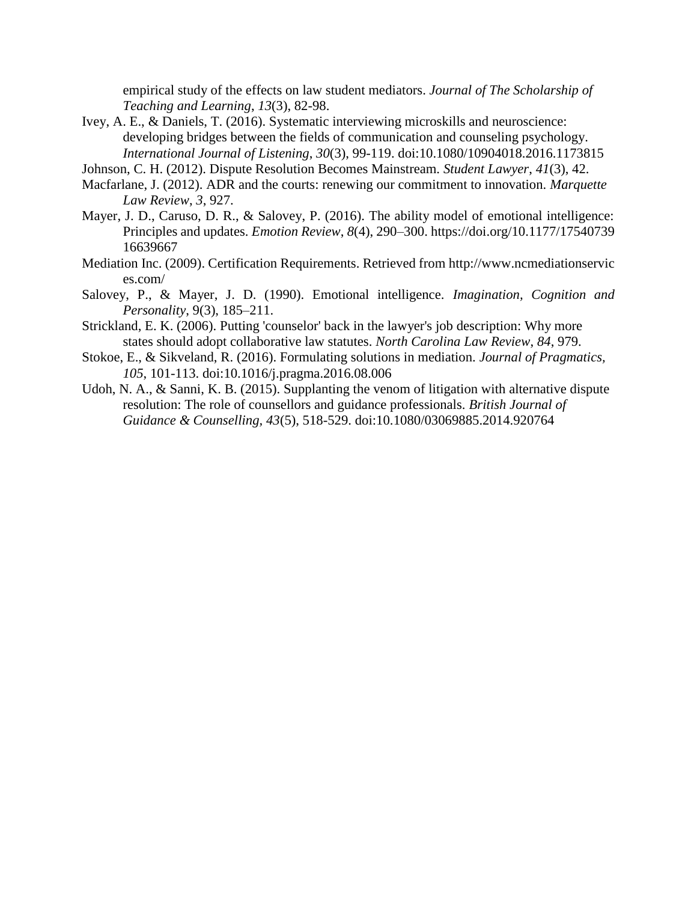empirical study of the effects on law student mediators. *Journal of The Scholarship of Teaching and Learning*, *13*(3), 82-98.

Ivey, A. E., & Daniels, T. (2016). Systematic interviewing microskills and neuroscience: developing bridges between the fields of communication and counseling psychology. *International Journal of Listening*, *30*(3), 99-119. doi:10.1080/10904018.2016.1173815

Johnson, C. H. (2012). Dispute Resolution Becomes Mainstream. *Student Lawyer*, *41*(3), 42.

Macfarlane, J. (2012). ADR and the courts: renewing our commitment to innovation. *Marquette Law Review*, *3*, 927.

Mayer, J. D., Caruso, D. R., & Salovey, P. (2016). The ability model of emotional intelligence: Principles and updates. *Emotion Review*, *8*(4), 290–300. https://doi.org/10.1177/1754073916639667

Mediation Inc. (2009). Certification Requirements. Retrieved from http://www.ncmediationservices.com/

Salovey, P., & Mayer, J. D. (1990). Emotional intelligence. *Imagination, Cognition and Personality*, 9(3), 185–211.

Strickland, E. K. (2006). Putting 'counselor' back in the lawyer's job description: Why more states should adopt collaborative law statutes. *North Carolina Law Review*, *84*, 979.

Stokoe, E., & Sikveland, R. (2016). Formulating solutions in mediation. *Journal of Pragmatics, 105*, 101-113. doi:10.1016/j.pragma.2016.08.006

Udoh, N. A., & Sanni, K. B. (2015). Supplanting the venom of litigation with alternative dispute resolution: The role of counsellors and guidance professionals. *British Journal of Guidance & Counselling, 43*(5), 518-529. doi:10.1080/03069885.2014.920764